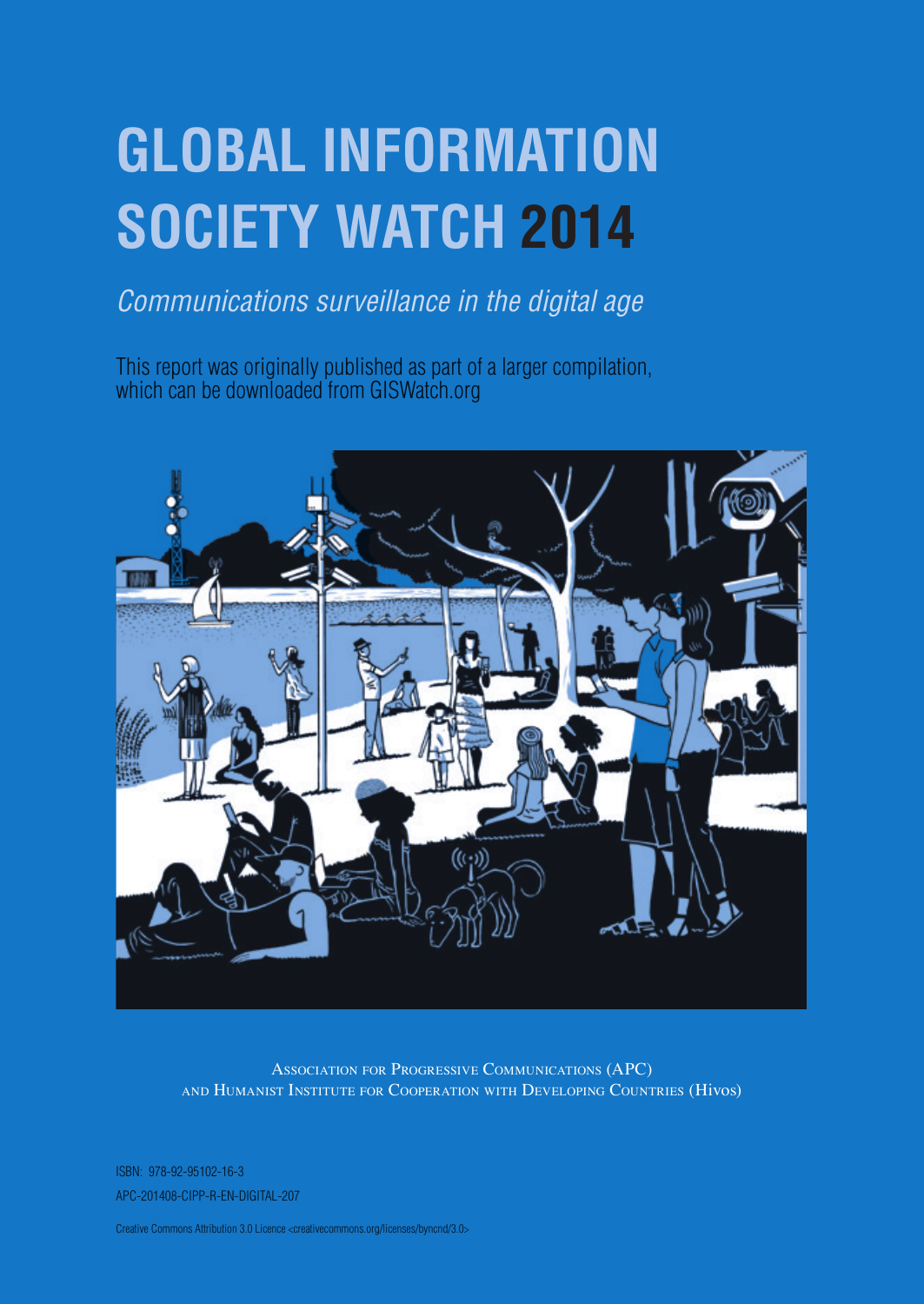# GLOBAL INFORMATION SOCIETY WATCH 2014

*Communications surveillance in the digital age*

This report was originally published as part of a larger compilation, which can be downloaded from GISWatch.org

Association for Progressive Communications (APC)
and Humanist Institute for Cooperation with Developing Countries (Hivos)

ISBN: 978-92-95102-16-3

APC-201408-CIPP-R-EN-DIGITAL-207

Creative Commons Attribution 3.0 Licence <creativecommons.org/licenses/byncnd/3.0>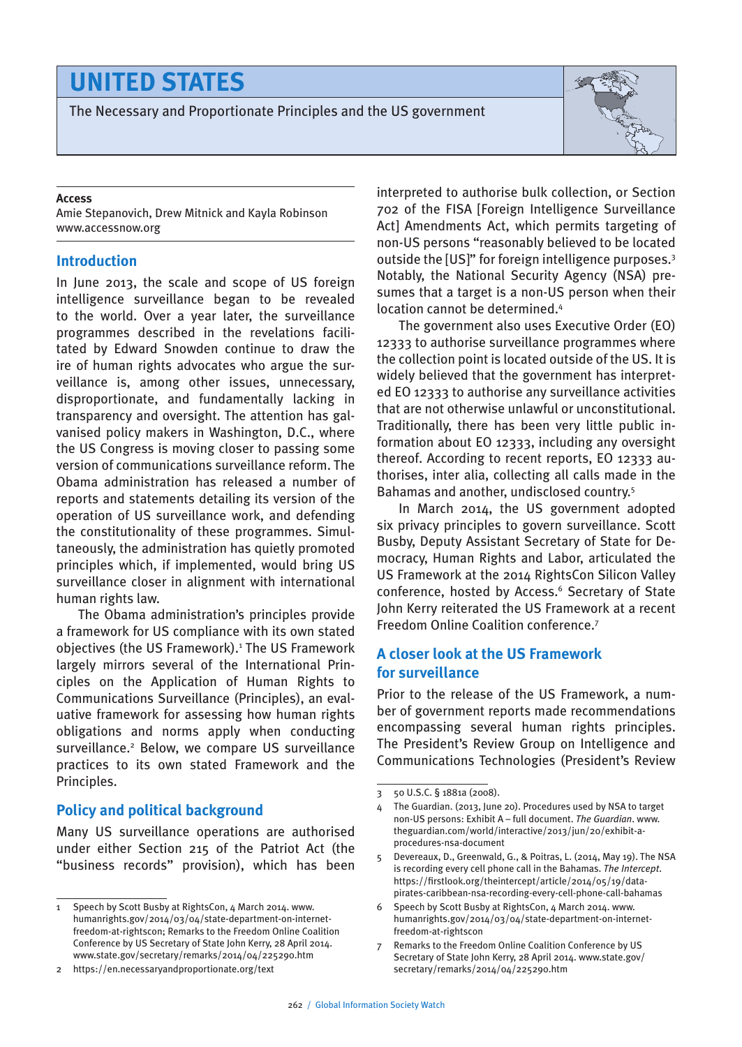# UNITED STATES

The Necessary and Proportionate Principles and the US government

**Access**
Amie Stepanovich, Drew Mitnick and Kayla Robinson
www.accessnow.org

## Introduction

In June 2013, the scale and scope of US foreign intelligence surveillance began to be revealed to the world. Over a year later, the surveillance programmes described in the revelations facilitated by Edward Snowden continue to draw the ire of human rights advocates who argue the surveillance is, among other issues, unnecessary, disproportionate, and fundamentally lacking in transparency and oversight. The attention has galvanised policy makers in Washington, D.C., where the US Congress is moving closer to passing some version of communications surveillance reform. The Obama administration has released a number of reports and statements detailing its version of the operation of US surveillance work, and defending the constitutionality of these programmes. Simultaneously, the administration has quietly promoted principles which, if implemented, would bring US surveillance closer in alignment with international human rights law.

The Obama administration's principles provide a framework for US compliance with its own stated objectives (the US Framework).[1] The US Framework largely mirrors several of the International Principles on the Application of Human Rights to Communications Surveillance (Principles), an evaluative framework for assessing how human rights obligations and norms apply when conducting surveillance.[2] Below, we compare US surveillance practices to its own stated Framework and the Principles.

## Policy and political background

Many US surveillance operations are authorised under either Section 215 of the Patriot Act (the "business records" provision), which has been interpreted to authorise bulk collection, or Section 702 of the FISA [Foreign Intelligence Surveillance Act] Amendments Act, which permits targeting of non-US persons "reasonably believed to be located outside the [US]" for foreign intelligence purposes.[3] Notably, the National Security Agency (NSA) presumes that a target is a non-US person when their location cannot be determined.[4]

The government also uses Executive Order (EO) 12333 to authorise surveillance programmes where the collection point is located outside of the US. It is widely believed that the government has interpreted EO 12333 to authorise any surveillance activities that are not otherwise unlawful or unconstitutional. Traditionally, there has been very little public information about EO 12333, including any oversight thereof. According to recent reports, EO 12333 authorises, inter alia, collecting all calls made in the Bahamas and another, undisclosed country.[5]

In March 2014, the US government adopted six privacy principles to govern surveillance. Scott Busby, Deputy Assistant Secretary of State for Democracy, Human Rights and Labor, articulated the US Framework at the 2014 RightsCon Silicon Valley conference, hosted by Access.[6] Secretary of State John Kerry reiterated the US Framework at a recent Freedom Online Coalition conference.[7]

## A closer look at the US Framework for surveillance

Prior to the release of the US Framework, a number of government reports made recommendations encompassing several human rights principles. The President's Review Group on Intelligence and Communications Technologies (President's Review

---

1. Speech by Scott Busby at RightsCon, 4 March 2014. www.humanrights.gov/2014/03/04/state-department-on-internet-freedom-at-rightscon; Remarks to the Freedom Online Coalition Conference by US Secretary of State John Kerry, 28 April 2014. www.state.gov/secretary/remarks/2014/04/225290.htm
2. https://en.necessaryandproportionate.org/text
3. 50 U.S.C. § 1881a (2008).
4. The Guardian. (2013, June 20). Procedures used by NSA to target non-US persons: Exhibit A – full document. *The Guardian*. www.theguardian.com/world/interactive/2013/jun/20/exhibit-a-procedures-nsa-document
5. Devereaux, D., Greenwald, G., & Poitras, L. (2014, May 19). The NSA is recording every cell phone call in the Bahamas. *The Intercept*. https://firstlook.org/theintercept/article/2014/05/19/data-pirates-caribbean-nsa-recording-every-cell-phone-call-bahamas
6. Speech by Scott Busby at RightsCon, 4 March 2014. www.humanrights.gov/2014/03/04/state-department-on-internet-freedom-at-rightscon
7. Remarks to the Freedom Online Coalition Conference by US Secretary of State John Kerry, 28 April 2014. www.state.gov/secretary/remarks/2014/04/225290.htm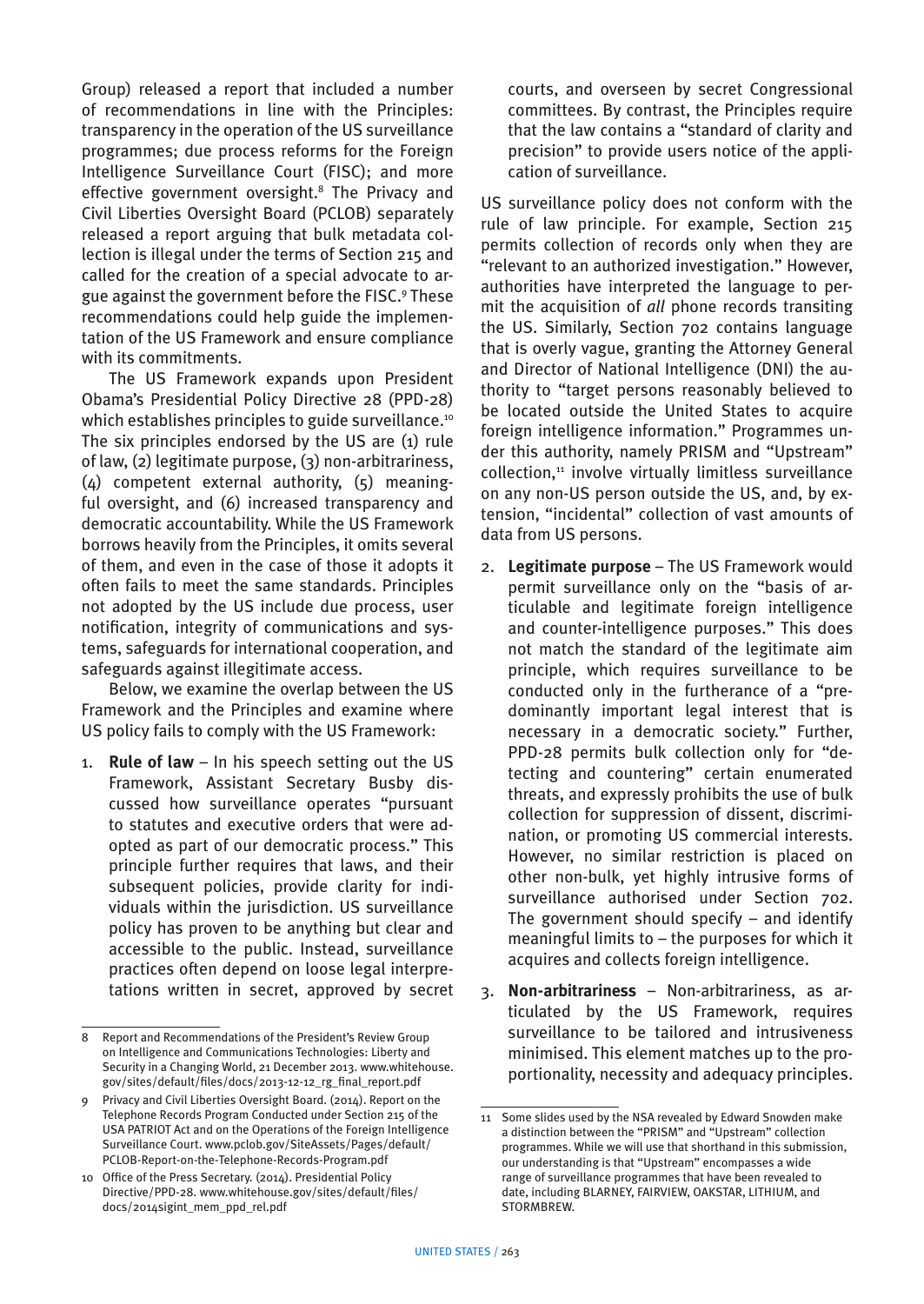Group) released a report that included a number of recommendations in line with the Principles: transparency in the operation of the US surveillance programmes; due process reforms for the Foreign Intelligence Surveillance Court (FISC); and more effective government oversight.[8] The Privacy and Civil Liberties Oversight Board (PCLOB) separately released a report arguing that bulk metadata collection is illegal under the terms of Section 215 and called for the creation of a special advocate to argue against the government before the FISC.[9] These recommendations could help guide the implementation of the US Framework and ensure compliance with its commitments.

The US Framework expands upon President Obama's Presidential Policy Directive 28 (PPD-28) which establishes principles to guide surveillance.[10] The six principles endorsed by the US are (1) rule of law, (2) legitimate purpose, (3) non-arbitrariness, (4) competent external authority, (5) meaningful oversight, and (6) increased transparency and democratic accountability. While the US Framework borrows heavily from the Principles, it omits several of them, and even in the case of those it adopts it often fails to meet the same standards. Principles not adopted by the US include due process, user notification, integrity of communications and systems, safeguards for international cooperation, and safeguards against illegitimate access.

Below, we examine the overlap between the US Framework and the Principles and examine where US policy fails to comply with the US Framework:

1. **Rule of law** – In his speech setting out the US Framework, Assistant Secretary Busby discussed how surveillance operates "pursuant to statutes and executive orders that were adopted as part of our democratic process." This principle further requires that laws, and their subsequent policies, provide clarity for individuals within the jurisdiction. US surveillance policy has proven to be anything but clear and accessible to the public. Instead, surveillance practices often depend on loose legal interpretations written in secret, approved by secret courts, and overseen by secret Congressional committees. By contrast, the Principles require that the law contains a "standard of clarity and precision" to provide users notice of the application of surveillance.

   US surveillance policy does not conform with the rule of law principle. For example, Section 215 permits collection of records only when they are "relevant to an authorized investigation." However, authorities have interpreted the language to permit the acquisition of *all* phone records transiting the US. Similarly, Section 702 contains language that is overly vague, granting the Attorney General and Director of National Intelligence (DNI) the authority to "target persons reasonably believed to be located outside the United States to acquire foreign intelligence information." Programmes under this authority, namely PRISM and "Upstream" collection,[11] involve virtually limitless surveillance on any non-US person outside the US, and, by extension, "incidental" collection of vast amounts of data from US persons.

2. **Legitimate purpose** – The US Framework would permit surveillance only on the "basis of articulable and legitimate foreign intelligence and counter-intelligence purposes." This does not match the standard of the legitimate aim principle, which requires surveillance to be conducted only in the furtherance of a "predominantly important legal interest that is necessary in a democratic society." Further, PPD-28 permits bulk collection only for "detecting and countering" certain enumerated threats, and expressly prohibits the use of bulk collection for suppression of dissent, discrimination, or promoting US commercial interests. However, no similar restriction is placed on other non-bulk, yet highly intrusive forms of surveillance authorised under Section 702. The government should specify – and identify meaningful limits to – the purposes for which it acquires and collects foreign intelligence.

3. **Non-arbitrariness** – Non-arbitrariness, as articulated by the US Framework, requires surveillance to be tailored and intrusiveness minimised. This element matches up to the proportionality, necessity and adequacy principles.

---

8 Report and Recommendations of the President's Review Group on Intelligence and Communications Technologies: Liberty and Security in a Changing World, 21 December 2013. www.whitehouse.gov/sites/default/files/docs/2013-12-12_rg_final_report.pdf

9 Privacy and Civil Liberties Oversight Board. (2014). Report on the Telephone Records Program Conducted under Section 215 of the USA PATRIOT Act and on the Operations of the Foreign Intelligence Surveillance Court. www.pclob.gov/SiteAssets/Pages/default/PCLOB-Report-on-the-Telephone-Records-Program.pdf

10 Office of the Press Secretary. (2014). Presidential Policy Directive/PPD-28. www.whitehouse.gov/sites/default/files/docs/2014sigint_mem_ppd_rel.pdf

11 Some slides used by the NSA revealed by Edward Snowden make a distinction between the "PRISM" and "Upstream" collection programmes. While we will use that shorthand in this submission, our understanding is that "Upstream" encompasses a wide range of surveillance programmes that have been revealed to date, including BLARNEY, FAIRVIEW, OAKSTAR, LITHIUM, and STORMBREW.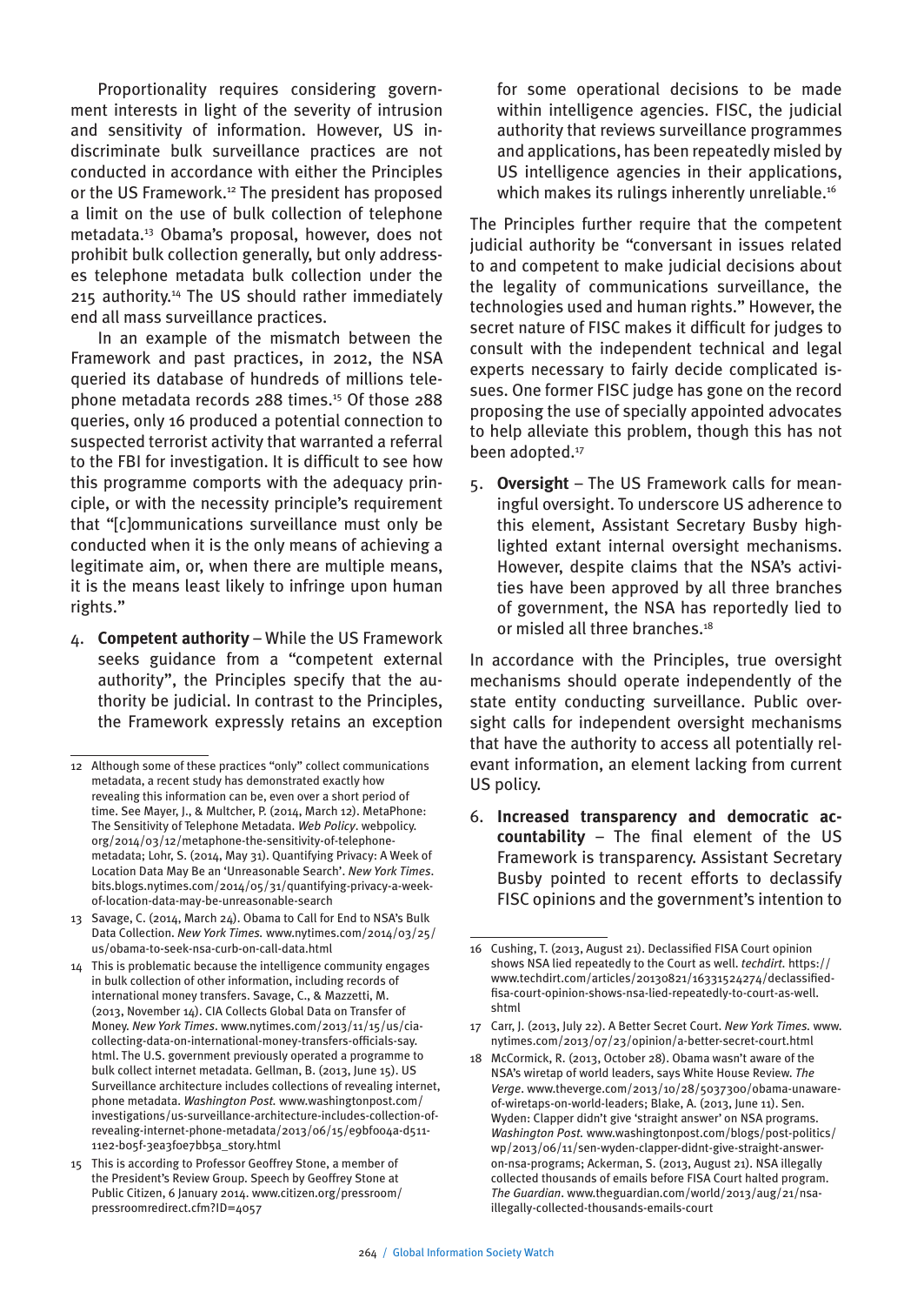Proportionality requires considering government interests in light of the severity of intrusion and sensitivity of information. However, US indiscriminate bulk surveillance practices are not conducted in accordance with either the Principles or the US Framework.[12] The president has proposed a limit on the use of bulk collection of telephone metadata.[13] Obama's proposal, however, does not prohibit bulk collection generally, but only addresses telephone metadata bulk collection under the 215 authority.[14] The US should rather immediately end all mass surveillance practices.

In an example of the mismatch between the Framework and past practices, in 2012, the NSA queried its database of hundreds of millions telephone metadata records 288 times.[15] Of those 288 queries, only 16 produced a potential connection to suspected terrorist activity that warranted a referral to the FBI for investigation. It is difficult to see how this programme comports with the adequacy principle, or with the necessity principle's requirement that "[c]ommunications surveillance must only be conducted when it is the only means of achieving a legitimate aim, or, when there are multiple means, it is the means least likely to infringe upon human rights."

4. **Competent authority** – While the US Framework seeks guidance from a "competent external authority", the Principles specify that the authority be judicial. In contrast to the Principles, the Framework expressly retains an exception for some operational decisions to be made within intelligence agencies. FISC, the judicial authority that reviews surveillance programmes and applications, has been repeatedly misled by US intelligence agencies in their applications, which makes its rulings inherently unreliable.[16]

The Principles further require that the competent judicial authority be "conversant in issues related to and competent to make judicial decisions about the legality of communications surveillance, the technologies used and human rights." However, the secret nature of FISC makes it difficult for judges to consult with the independent technical and legal experts necessary to fairly decide complicated issues. One former FISC judge has gone on the record proposing the use of specially appointed advocates to help alleviate this problem, though this has not been adopted.[17]

5. **Oversight** – The US Framework calls for meaningful oversight. To underscore US adherence to this element, Assistant Secretary Busby highlighted extant internal oversight mechanisms. However, despite claims that the NSA's activities have been approved by all three branches of government, the NSA has reportedly lied to or misled all three branches.[18]

In accordance with the Principles, true oversight mechanisms should operate independently of the state entity conducting surveillance. Public oversight calls for independent oversight mechanisms that have the authority to access all potentially relevant information, an element lacking from current US policy.

6. **Increased transparency and democratic accountability** – The final element of the US Framework is transparency. Assistant Secretary Busby pointed to recent efforts to declassify FISC opinions and the government's intention to

---

12 Although some of these practices "only" collect communications metadata, a recent study has demonstrated exactly how revealing this information can be, even over a short period of time. See Mayer, J., & Multcher, P. (2014, March 12). MetaPhone: The Sensitivity of Telephone Metadata. *Web Policy*. webpolicy.org/2014/03/12/metaphone-the-sensitivity-of-telephone-metadata; Lohr, S. (2014, May 31). Quantifying Privacy: A Week of Location Data May Be an 'Unreasonable Search'. *New York Times*. bits.blogs.nytimes.com/2014/05/31/quantifying-privacy-a-week-of-location-data-may-be-unreasonable-search

13 Savage, C. (2014, March 24). Obama to Call for End to NSA's Bulk Data Collection. *New York Times*. www.nytimes.com/2014/03/25/us/obama-to-seek-nsa-curb-on-call-data.html

14 This is problematic because the intelligence community engages in bulk collection of other information, including records of international money transfers. Savage, C., & Mazzetti, M. (2013, November 14). CIA Collects Global Data on Transfer of Money. *New York Times*. www.nytimes.com/2013/11/15/us/cia-collecting-data-on-international-money-transfers-officials-say.html. The U.S. government previously operated a programme to bulk collect internet metadata. Gellman, B. (2013, June 15). US Surveillance architecture includes collections of revealing internet, phone metadata. *Washington Post*. www.washingtonpost.com/investigations/us-surveillance-architecture-includes-collection-of-revealing-internet-phone-metadata/2013/06/15/e9bf004a-d511-11e2-b05f-3ea3f0e7bb5a_story.html

15 This is according to Professor Geoffrey Stone, a member of the President's Review Group. Speech by Geoffrey Stone at Public Citizen, 6 January 2014. www.citizen.org/pressroom/pressroomredirect.cfm?ID=4057

16 Cushing, T. (2013, August 21). Declassified FISA Court opinion shows NSA lied repeatedly to the Court as well. *techdirt*. https://www.techdirt.com/articles/20130821/16331524274/declassified-fisa-court-opinion-shows-nsa-lied-repeatedly-to-court-as-well.shtml

17 Carr, J. (2013, July 22). A Better Secret Court. *New York Times*. www.nytimes.com/2013/07/23/opinion/a-better-secret-court.html

18 McCormick, R. (2013, October 28). Obama wasn't aware of the NSA's wiretap of world leaders, says White House Review. *The Verge*. www.theverge.com/2013/10/28/5037300/obama-unaware-of-wiretaps-on-world-leaders; Blake, A. (2013, June 11). Sen. Wyden: Clapper didn't give 'straight answer' on NSA programs. *Washington Post*. www.washingtonpost.com/blogs/post-politics/wp/2013/06/11/sen-wyden-clapper-didnt-give-straight-answer-on-nsa-programs; Ackerman, S. (2013, August 21). NSA illegally collected thousands of emails before FISA Court halted program. *The Guardian*. www.theguardian.com/world/2013/aug/21/nsa-illegally-collected-thousands-emails-court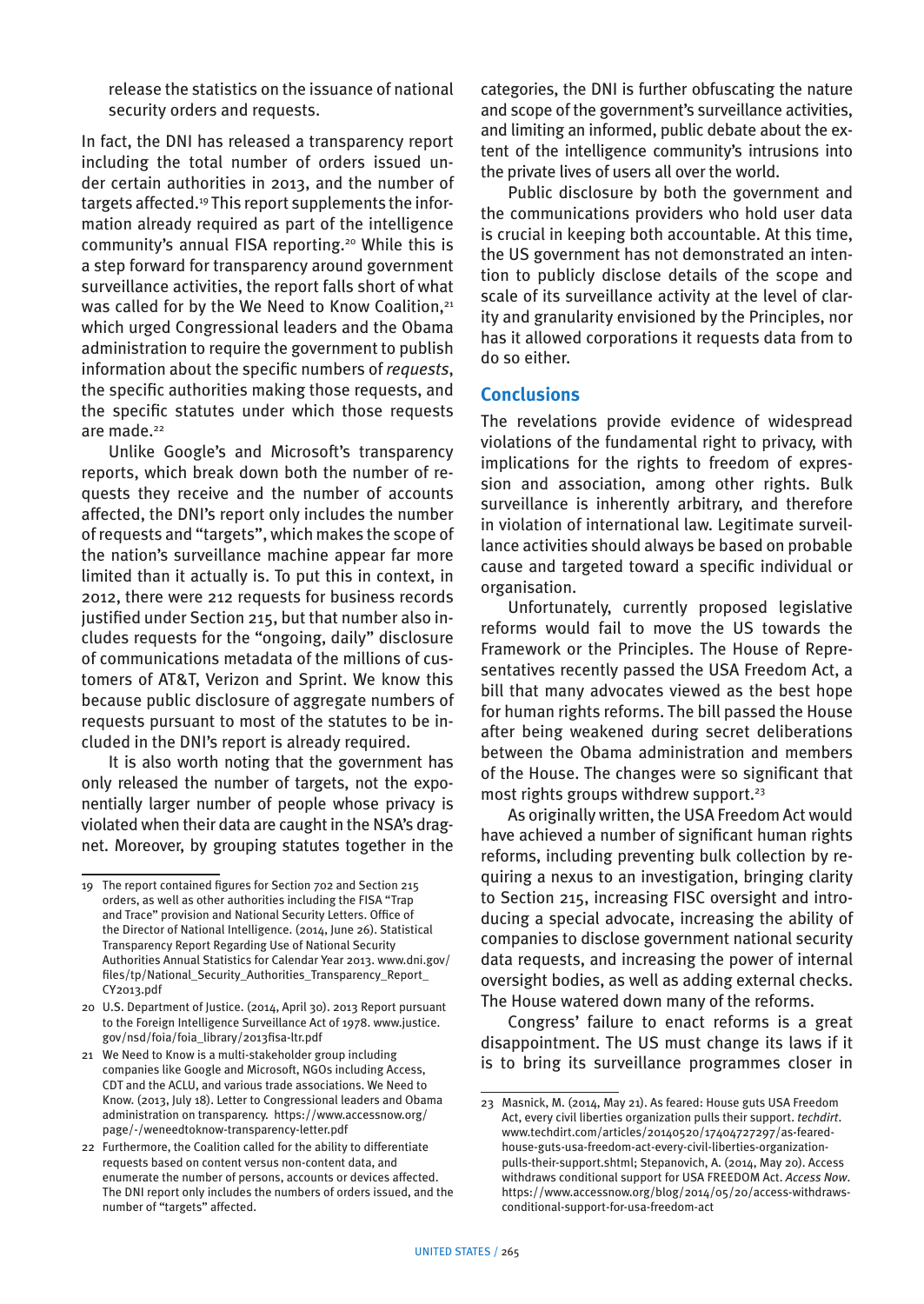release the statistics on the issuance of national security orders and requests.

In fact, the DNI has released a transparency report including the total number of orders issued under certain authorities in 2013, and the number of targets affected.[19] This report supplements the information already required as part of the intelligence community's annual FISA reporting.[20] While this is a step forward for transparency around government surveillance activities, the report falls short of what was called for by the We Need to Know Coalition,[21] which urged Congressional leaders and the Obama administration to require the government to publish information about the specific numbers of *requests*, the specific authorities making those requests, and the specific statutes under which those requests are made.[22]

Unlike Google's and Microsoft's transparency reports, which break down both the number of requests they receive and the number of accounts affected, the DNI's report only includes the number of requests and "targets", which makes the scope of the nation's surveillance machine appear far more limited than it actually is. To put this in context, in 2012, there were 212 requests for business records justified under Section 215, but that number also includes requests for the "ongoing, daily" disclosure of communications metadata of the millions of customers of AT&T, Verizon and Sprint. We know this because public disclosure of aggregate numbers of requests pursuant to most of the statutes to be included in the DNI's report is already required.

It is also worth noting that the government has only released the number of targets, not the exponentially larger number of people whose privacy is violated when their data are caught in the NSA's dragnet. Moreover, by grouping statutes together in the categories, the DNI is further obfuscating the nature and scope of the government's surveillance activities, and limiting an informed, public debate about the extent of the intelligence community's intrusions into the private lives of users all over the world.

Public disclosure by both the government and the communications providers who hold user data is crucial in keeping both accountable. At this time, the US government has not demonstrated an intention to publicly disclose details of the scope and scale of its surveillance activity at the level of clarity and granularity envisioned by the Principles, nor has it allowed corporations it requests data from to do so either.

## Conclusions

The revelations provide evidence of widespread violations of the fundamental right to privacy, with implications for the rights to freedom of expression and association, among other rights. Bulk surveillance is inherently arbitrary, and therefore in violation of international law. Legitimate surveillance activities should always be based on probable cause and targeted toward a specific individual or organisation.

Unfortunately, currently proposed legislative reforms would fail to move the US towards the Framework or the Principles. The House of Representatives recently passed the USA Freedom Act, a bill that many advocates viewed as the best hope for human rights reforms. The bill passed the House after being weakened during secret deliberations between the Obama administration and members of the House. The changes were so significant that most rights groups withdrew support.[23]

As originally written, the USA Freedom Act would have achieved a number of significant human rights reforms, including preventing bulk collection by requiring a nexus to an investigation, bringing clarity to Section 215, increasing FISC oversight and introducing a special advocate, increasing the ability of companies to disclose government national security data requests, and increasing the power of internal oversight bodies, as well as adding external checks. The House watered down many of the reforms.

Congress' failure to enact reforms is a great disappointment. The US must change its laws if it is to bring its surveillance programmes closer in

---

19 The report contained figures for Section 702 and Section 215 orders, as well as other authorities including the FISA "Trap and Trace" provision and National Security Letters. Office of the Director of National Intelligence. (2014, June 26). Statistical Transparency Report Regarding Use of National Security Authorities Annual Statistics for Calendar Year 2013. www.dni.gov/files/tp/National_Security_Authorities_Transparency_Report_CY2013.pdf

20 U.S. Department of Justice. (2014, April 30). 2013 Report pursuant to the Foreign Intelligence Surveillance Act of 1978. www.justice.gov/nsd/foia/foia_library/2013fisa-ltr.pdf

21 We Need to Know is a multi-stakeholder group including companies like Google and Microsoft, NGOs including Access, CDT and the ACLU, and various trade associations. We Need to Know. (2013, July 18). Letter to Congressional leaders and Obama administration on transparency. https://www.accessnow.org/page/-/weneedtoknow-transparency-letter.pdf

22 Furthermore, the Coalition called for the ability to differentiate requests based on content versus non-content data, and enumerate the number of persons, accounts or devices affected. The DNI report only includes the numbers of orders issued, and the number of "targets" affected.

23 Masnick, M. (2014, May 21). As feared: House guts USA Freedom Act, every civil liberties organization pulls their support. *techdirt*. www.techdirt.com/articles/20140520/17404727297/as-feared-house-guts-usa-freedom-act-every-civil-liberties-organization-pulls-their-support.shtml; Stepanovich, A. (2014, May 20). Access withdraws conditional support for USA FREEDOM Act. *Access Now*. https://www.accessnow.org/blog/2014/05/20/access-withdraws-conditional-support-for-usa-freedom-act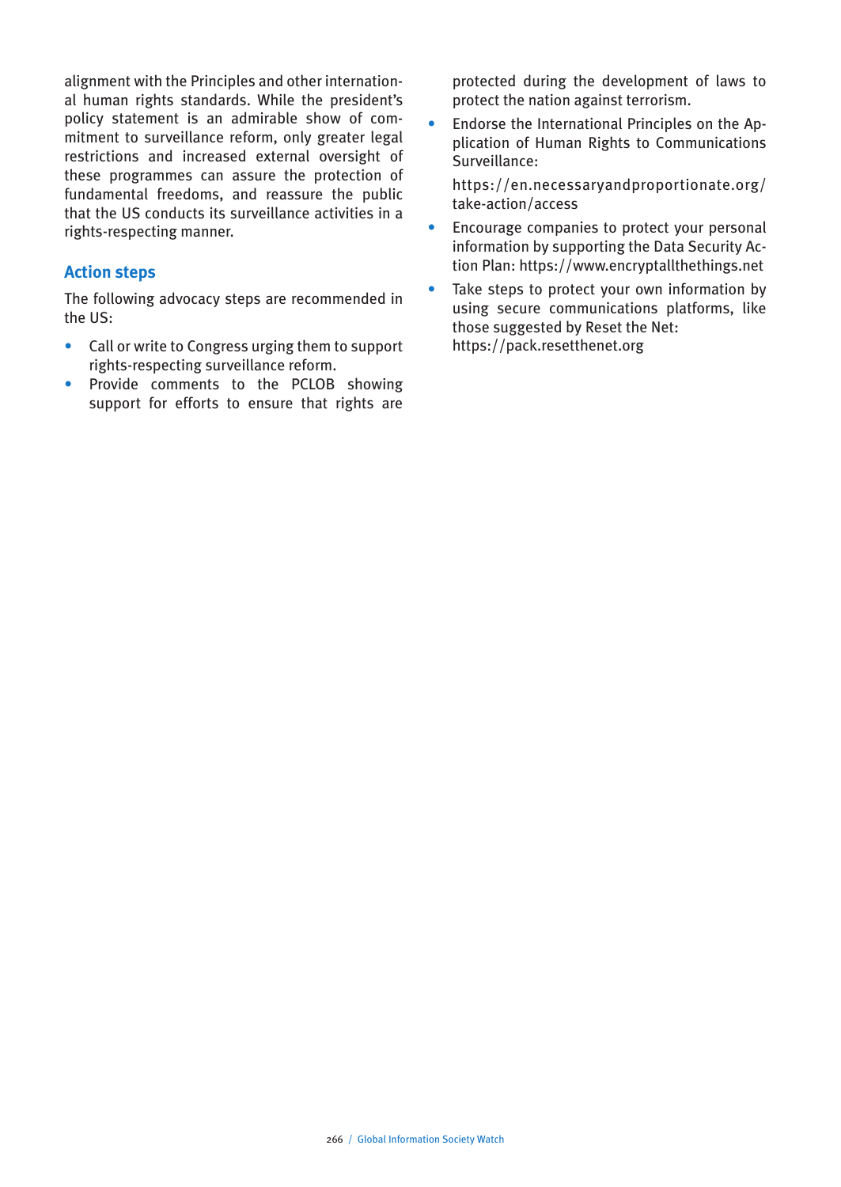alignment with the Principles and other international human rights standards. While the president's policy statement is an admirable show of commitment to surveillance reform, only greater legal restrictions and increased external oversight of these programmes can assure the protection of fundamental freedoms, and reassure the public that the US conducts its surveillance activities in a rights-respecting manner.

## Action steps

The following advocacy steps are recommended in the US:

- Call or write to Congress urging them to support rights-respecting surveillance reform.
- Provide comments to the PCLOB showing support for efforts to ensure that rights are protected during the development of laws to protect the nation against terrorism.
- Endorse the International Principles on the Application of Human Rights to Communications Surveillance:

  https://en.necessaryandproportionate.org/take-action/access
- Encourage companies to protect your personal information by supporting the Data Security Action Plan: https://www.encryptallthethings.net
- Take steps to protect your own information by using secure communications platforms, like those suggested by Reset the Net: https://pack.resetthenet.org